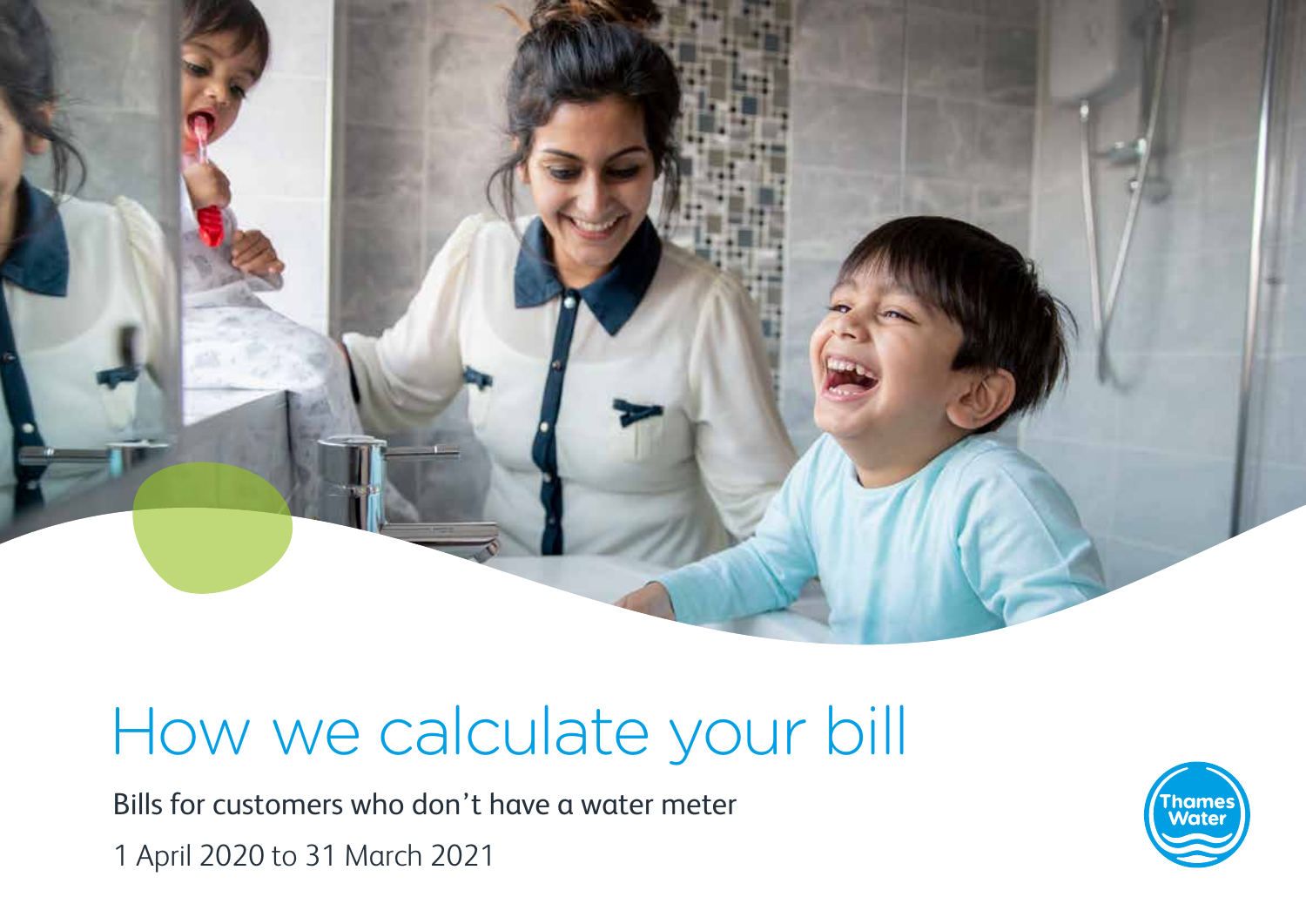# How we calculate your bill

Bills for customers who don't have a water meter

1 April 2020 to 31 March 2021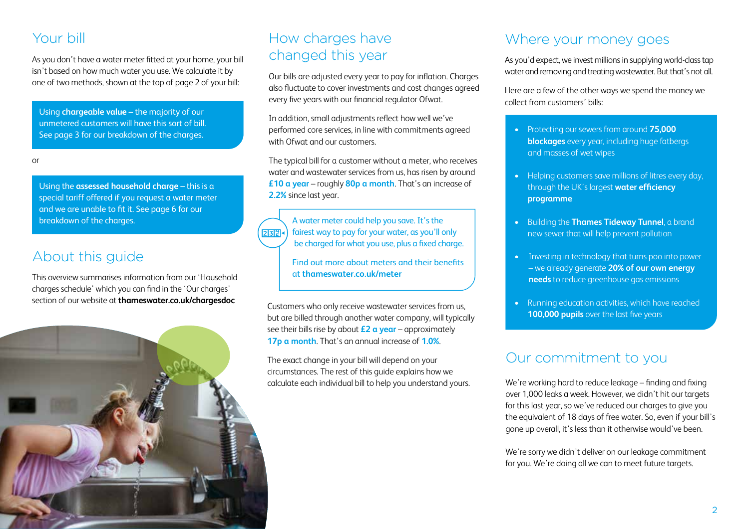## Your bill

As you don't have a water meter fitted at your home, your bill isn't based on how much water you use. We calculate it by one of two methods, shown at the top of page 2 of your bill:

Using **chargeable value** – the majority of our unmetered customers will have this sort of bill. See page 3 for our breakdown of the charges.

or

Using the **assessed household charge** – this is a special tariff offered if you request a water meter and we are unable to fit it. See page 6 for our breakdown of the charges.

## About this guide

This overview summarises information from our 'Household charges schedule' which you can find in the 'Our charges' section of our website at **thameswater.co.uk/chargesdoc**

## How charges have changed this year

Our bills are adjusted every year to pay for inflation. Charges also fluctuate to cover investments and cost changes agreed every five years with our financial regulator Ofwat.

In addition, small adjustments reflect how well we've performed core services, in line with commitments agreed with Ofwat and our customers.

The typical bill for a customer without a meter, who receives water and wastewater services from us, has risen by around **£10 a year** – roughly **80p a month**. That's an increase of **2.2%** since last year.

A water meter could help you save. It's the fairest way to pay for your water, as you'll only be charged for what you use, plus a fixed charge.

Find out more about meters and their benefits at **thameswater.co.uk/meter**

Customers who only receive wastewater services from us, but are billed through another water company, will typically see their bills rise by about **£2 a year** – approximately **17p a month**. That's an annual increase of **1.0%**.

The exact change in your bill will depend on your circumstances. The rest of this guide explains how we calculate each individual bill to help you understand yours.

## Where your money goes

As you'd expect, we invest millions in supplying world-class tap water and removing and treating wastewater. But that's not all.

Here are a few of the other ways we spend the money we collect from customers' bills:

- Protecting our sewers from around **75,000 blockages** every year, including huge fatbergs and masses of wet wipes
- Helping customers save millions of litres every day, through the UK's largest **water efficiency programme**
- Building the **Thames Tideway Tunnel**, a brand new sewer that will help prevent pollution
- Investing in technology that turns poo into power – we already generate **20% of our own energy needs** to reduce greenhouse gas emissions
- Running education activities, which have reached **100,000 pupils** over the last five years

## Our commitment to you

We're working hard to reduce leakage – finding and fixing over 1,000 leaks a week. However, we didn't hit our targets for this last year, so we've reduced our charges to give you the equivalent of 18 days of free water. So, even if your bill's gone up overall, it's less than it otherwise would've been.

We're sorry we didn't deliver on our leakage commitment for you. We're doing all we can to meet future targets.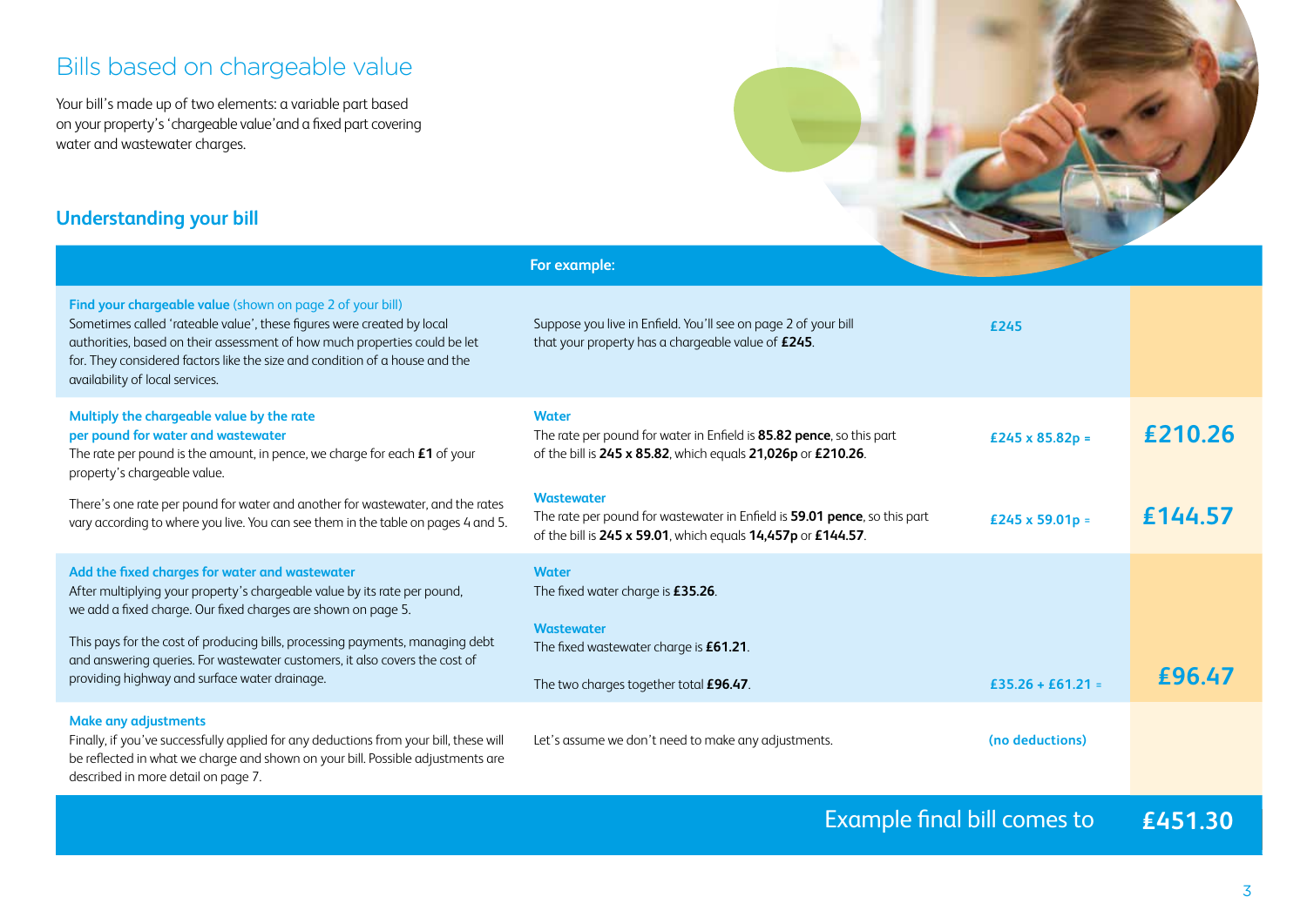# Bills based on chargeable value

Your bill's made up of two elements: a variable part based on your property's 'chargeable value' and a fixed part covering water and wastewater charges.

## Understanding your bill

| | For example: | | |
|---|---|---|---|
| **Find your chargeable value** (shown on page 2 of your bill)<br>Sometimes called 'rateable value', these figures were created by local authorities, based on their assessment of how much properties could be let for. They considered factors like the size and condition of a house and the availability of local services. | Suppose you live in Enfield. You'll see on page 2 of your bill that your property has a chargeable value of **£245**. | £245 | |
| **Multiply the chargeable value by the rate per pound for water and wastewater**<br>The rate per pound is the amount, in pence, we charge for each **£1** of your property's chargeable value. | **Water**<br>The rate per pound for water in Enfield is **85.82 pence**, so this part of the bill is **245 x 85.82**, which equals **21,026p** or **£210.26**. | £245 x 85.82p = | **£210.26** |
| There's one rate per pound for water and another for wastewater, and the rates vary according to where you live. You can see them in the table on pages 4 and 5. | **Wastewater**<br>The rate per pound for wastewater in Enfield is **59.01 pence**, so this part of the bill is **245 x 59.01**, which equals **14,457p** or **£144.57**. | £245 x 59.01p = | **£144.57** |
| **Add the fixed charges for water and wastewater**<br>After multiplying your property's chargeable value by its rate per pound, we add a fixed charge. Our fixed charges are shown on page 5.<br><br>This pays for the cost of producing bills, processing payments, managing debt and answering queries. For wastewater customers, it also covers the cost of providing highway and surface water drainage. | **Water**<br>The fixed water charge is **£35.26**.<br><br>**Wastewater**<br>The fixed wastewater charge is **£61.21**.<br><br>The two charges together total **£96.47**. | £35.26 + £61.21 = | **£96.47** |
| **Make any adjustments**<br>Finally, if you've successfully applied for any deductions from your bill, these will be reflected in what we charge and shown on your bill. Possible adjustments are described in more detail on page 7. | Let's assume we don't need to make any adjustments. | (no deductions) | |
| | | Example final bill comes to | **£451.30** |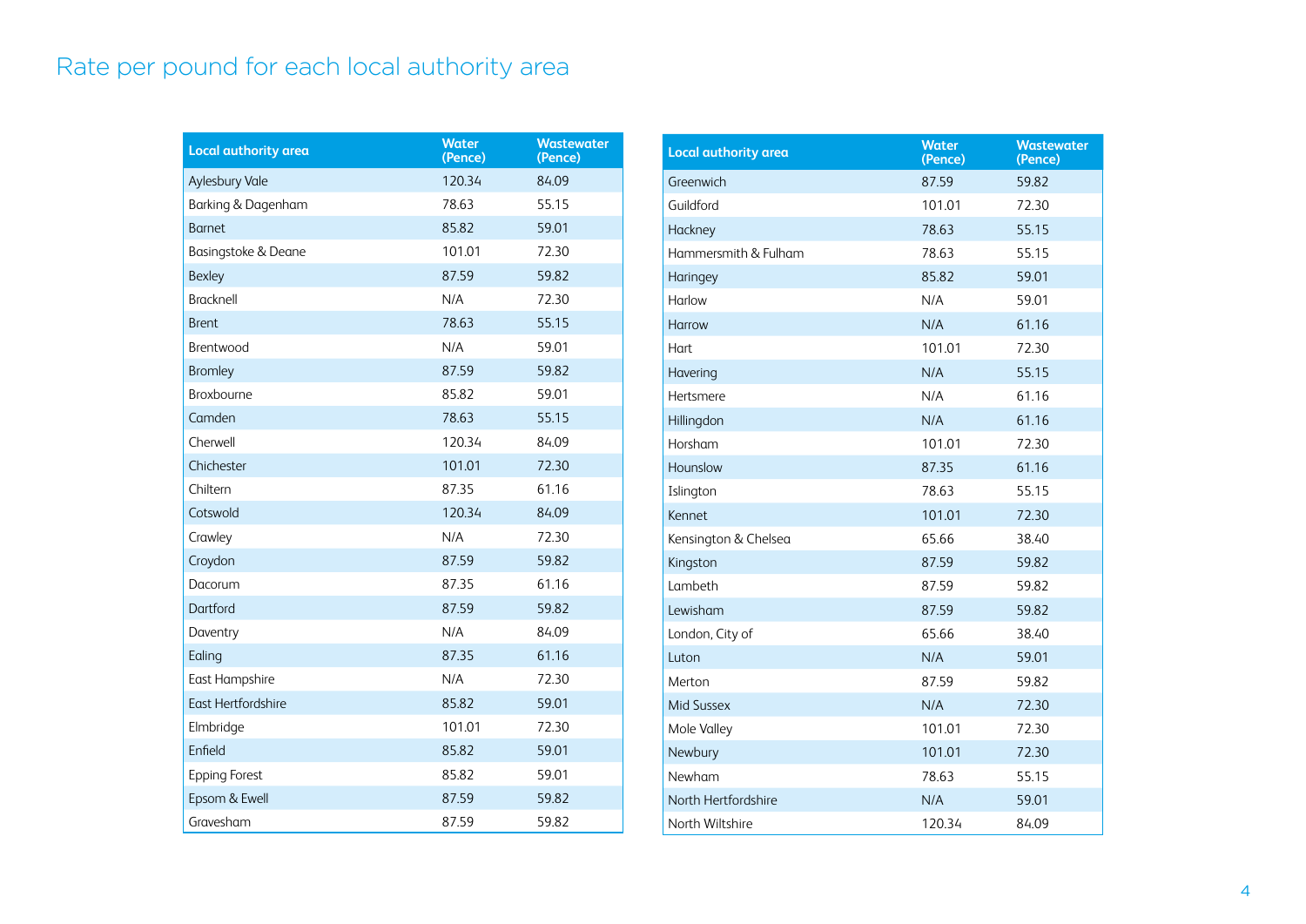# Rate per pound for each local authority area

| Local authority area | Water (Pence) | Wastewater (Pence) |
|---|---|---|
| Aylesbury Vale | 120.34 | 84.09 |
| Barking & Dagenham | 78.63 | 55.15 |
| Barnet | 85.82 | 59.01 |
| Basingstoke & Deane | 101.01 | 72.30 |
| Bexley | 87.59 | 59.82 |
| Bracknell | N/A | 72.30 |
| Brent | 78.63 | 55.15 |
| Brentwood | N/A | 59.01 |
| Bromley | 87.59 | 59.82 |
| Broxbourne | 85.82 | 59.01 |
| Camden | 78.63 | 55.15 |
| Cherwell | 120.34 | 84.09 |
| Chichester | 101.01 | 72.30 |
| Chiltern | 87.35 | 61.16 |
| Cotswold | 120.34 | 84.09 |
| Crawley | N/A | 72.30 |
| Croydon | 87.59 | 59.82 |
| Dacorum | 87.35 | 61.16 |
| Dartford | 87.59 | 59.82 |
| Daventry | N/A | 84.09 |
| Ealing | 87.35 | 61.16 |
| East Hampshire | N/A | 72.30 |
| East Hertfordshire | 85.82 | 59.01 |
| Elmbridge | 101.01 | 72.30 |
| Enfield | 85.82 | 59.01 |
| Epping Forest | 85.82 | 59.01 |
| Epsom & Ewell | 87.59 | 59.82 |
| Gravesham | 87.59 | 59.82 |

| Local authority area | Water (Pence) | Wastewater (Pence) |
|---|---|---|
| Greenwich | 87.59 | 59.82 |
| Guildford | 101.01 | 72.30 |
| Hackney | 78.63 | 55.15 |
| Hammersmith & Fulham | 78.63 | 55.15 |
| Haringey | 85.82 | 59.01 |
| Harlow | N/A | 59.01 |
| Harrow | N/A | 61.16 |
| Hart | 101.01 | 72.30 |
| Havering | N/A | 55.15 |
| Hertsmere | N/A | 61.16 |
| Hillingdon | N/A | 61.16 |
| Horsham | 101.01 | 72.30 |
| Hounslow | 87.35 | 61.16 |
| Islington | 78.63 | 55.15 |
| Kennet | 101.01 | 72.30 |
| Kensington & Chelsea | 65.66 | 38.40 |
| Kingston | 87.59 | 59.82 |
| Lambeth | 87.59 | 59.82 |
| Lewisham | 87.59 | 59.82 |
| London, City of | 65.66 | 38.40 |
| Luton | N/A | 59.01 |
| Merton | 87.59 | 59.82 |
| Mid Sussex | N/A | 72.30 |
| Mole Valley | 101.01 | 72.30 |
| Newbury | 101.01 | 72.30 |
| Newham | 78.63 | 55.15 |
| North Hertfordshire | N/A | 59.01 |
| North Wiltshire | 120.34 | 84.09 |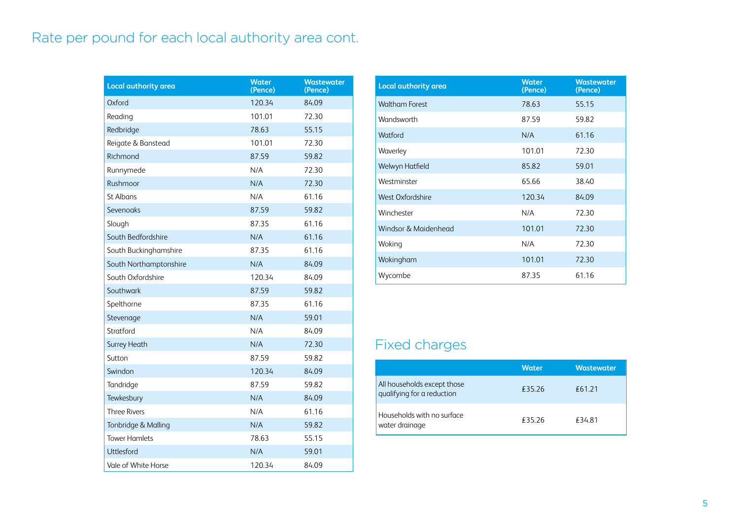## Rate per pound for each local authority area cont.

| Local authority area | Water (Pence) | Wastewater (Pence) |
|---|---|---|
| Oxford | 120.34 | 84.09 |
| Reading | 101.01 | 72.30 |
| Redbridge | 78.63 | 55.15 |
| Reigate & Banstead | 101.01 | 72.30 |
| Richmond | 87.59 | 59.82 |
| Runnymede | N/A | 72.30 |
| Rushmoor | N/A | 72.30 |
| St Albans | N/A | 61.16 |
| Sevenoaks | 87.59 | 59.82 |
| Slough | 87.35 | 61.16 |
| South Bedfordshire | N/A | 61.16 |
| South Buckinghamshire | 87.35 | 61.16 |
| South Northamptonshire | N/A | 84.09 |
| South Oxfordshire | 120.34 | 84.09 |
| Southwark | 87.59 | 59.82 |
| Spelthorne | 87.35 | 61.16 |
| Stevenage | N/A | 59.01 |
| Stratford | N/A | 84.09 |
| Surrey Heath | N/A | 72.30 |
| Sutton | 87.59 | 59.82 |
| Swindon | 120.34 | 84.09 |
| Tandridge | 87.59 | 59.82 |
| Tewkesbury | N/A | 84.09 |
| Three Rivers | N/A | 61.16 |
| Tonbridge & Malling | N/A | 59.82 |
| Tower Hamlets | 78.63 | 55.15 |
| Uttlesford | N/A | 59.01 |
| Vale of White Horse | 120.34 | 84.09 |
| Waltham Forest | 78.63 | 55.15 |
| Wandsworth | 87.59 | 59.82 |
| Watford | N/A | 61.16 |
| Waverley | 101.01 | 72.30 |
| Welwyn Hatfield | 85.82 | 59.01 |
| Westminster | 65.66 | 38.40 |
| West Oxfordshire | 120.34 | 84.09 |
| Winchester | N/A | 72.30 |
| Windsor & Maidenhead | 101.01 | 72.30 |
| Woking | N/A | 72.30 |
| Wokingham | 101.01 | 72.30 |
| Wycombe | 87.35 | 61.16 |

## Fixed charges

| | Water | Wastewater |
|---|---|---|
| All households except those qualifying for a reduction | £35.26 | £61.21 |
| Households with no surface water drainage | £35.26 | £34.81 |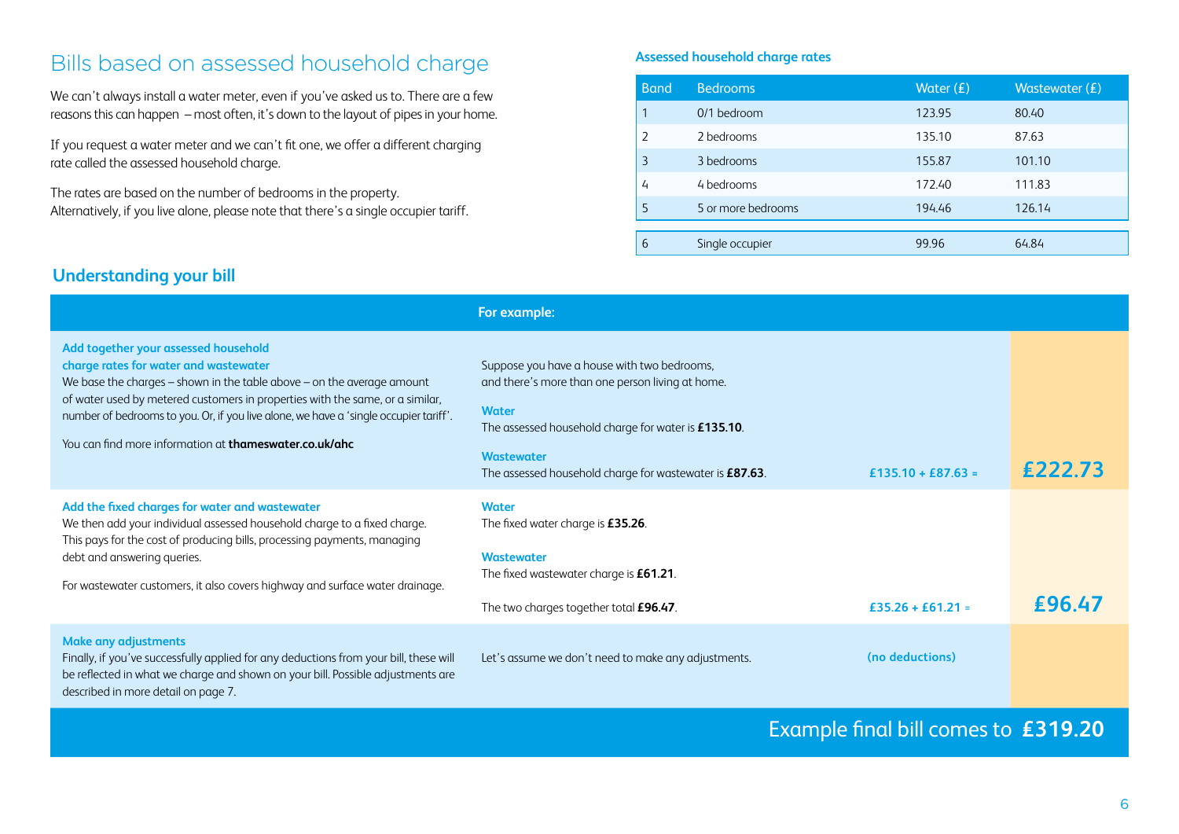# Bills based on assessed household charge

We can't always install a water meter, even if you've asked us to. There are a few reasons this can happen – most often, it's down to the layout of pipes in your home.

If you request a water meter and we can't fit one, we offer a different charging rate called the assessed household charge.

The rates are based on the number of bedrooms in the property. Alternatively, if you live alone, please note that there's a single occupier tariff.

### Assessed household charge rates

| Band | Bedrooms | Water (£) | Wastewater (£) |
|---|---|---|---|
| 1 | 0/1 bedroom | 123.95 | 80.40 |
| 2 | 2 bedrooms | 135.10 | 87.63 |
| 3 | 3 bedrooms | 155.87 | 101.10 |
| 4 | 4 bedrooms | 172.40 | 111.83 |
| 5 | 5 or more bedrooms | 194.46 | 126.14 |
| 6 | Single occupier | 99.96 | 64.84 |

## Understanding your bill

| | For example: | | |
|---|---|---|---|
| **Add together your assessed household charge rates for water and wastewater**<br>We base the charges – shown in the table above – on the average amount of water used by metered customers in properties with the same, or a similar, number of bedrooms to you. Or, if you live alone, we have a 'single occupier tariff'.<br><br>You can find more information at **thameswater.co.uk/ahc** | Suppose you have a house with two bedrooms, and there's more than one person living at home.<br><br>**Water**<br>The assessed household charge for water is **£135.10**.<br><br>**Wastewater**<br>The assessed household charge for wastewater is **£87.63**. | £135.10 + £87.63 = | **£222.73** |
| **Add the fixed charges for water and wastewater**<br>We then add your individual assessed household charge to a fixed charge. This pays for the cost of producing bills, processing payments, managing debt and answering queries.<br><br>For wastewater customers, it also covers highway and surface water drainage. | **Water**<br>The fixed water charge is **£35.26**.<br><br>**Wastewater**<br>The fixed wastewater charge is **£61.21**.<br><br>The two charges together total **£96.47**. | £35.26 + £61.21 = | **£96.47** |
| **Make any adjustments**<br>Finally, if you've successfully applied for any deductions from your bill, these will be reflected in what we charge and shown on your bill. Possible adjustments are described in more detail on page 7. | Let's assume we don't need to make any adjustments. | (no deductions) | |

Example final bill comes to **£319.20**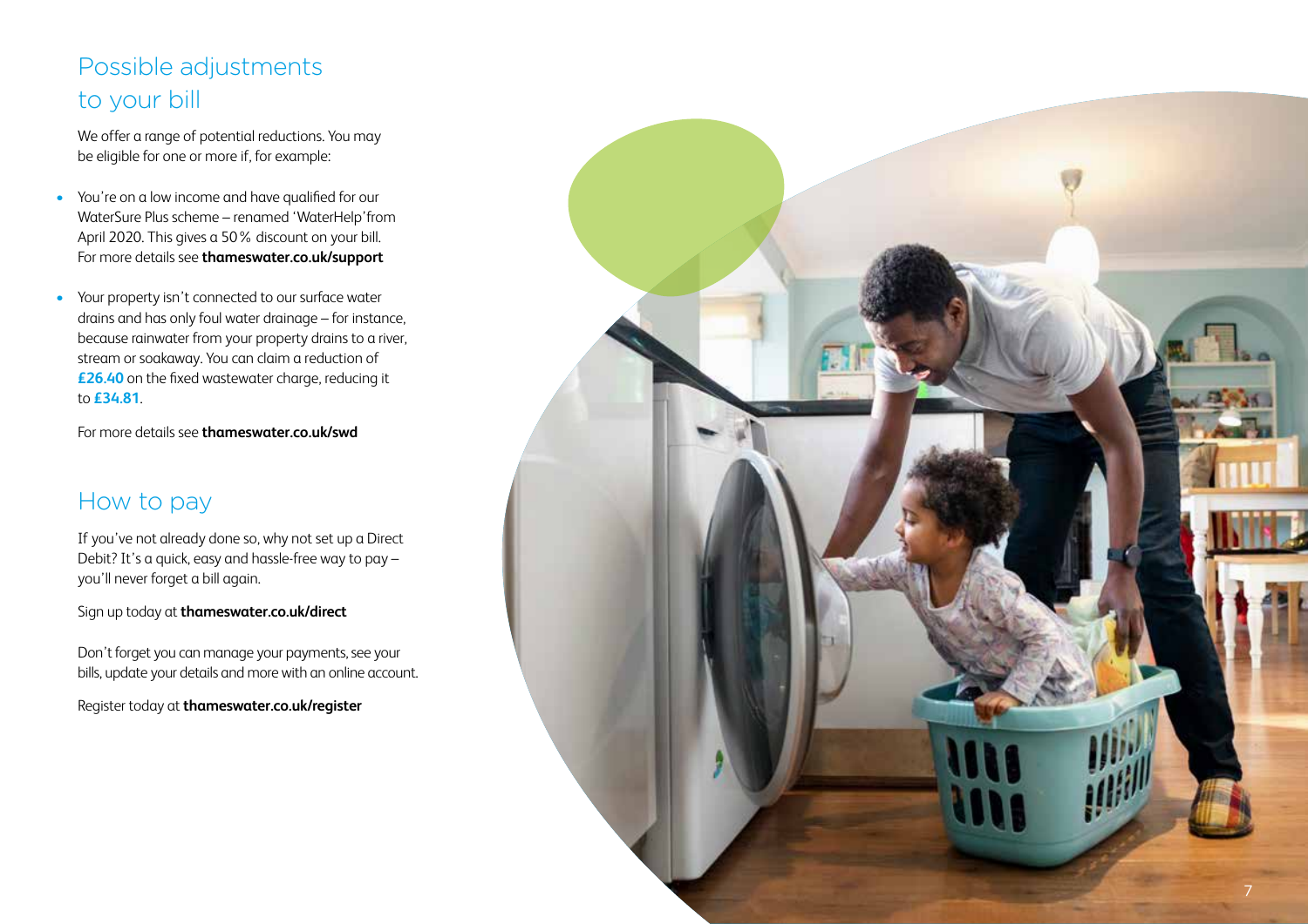## Possible adjustments to your bill

We offer a range of potential reductions. You may be eligible for one or more if, for example:

- You're on a low income and have qualified for our WaterSure Plus scheme – renamed 'WaterHelp' from April 2020. This gives a 50% discount on your bill. For more details see **thameswater.co.uk/support**
- Your property isn't connected to our surface water drains and has only foul water drainage – for instance, because rainwater from your property drains to a river, stream or soakaway. You can claim a reduction of **£26.40** on the fixed wastewater charge, reducing it to **£34.81**.

For more details see **thameswater.co.uk/swd**

## How to pay

If you've not already done so, why not set up a Direct Debit? It's a quick, easy and hassle-free way to pay – you'll never forget a bill again.

Sign up today at **thameswater.co.uk/direct**

Don't forget you can manage your payments, see your bills, update your details and more with an online account.

Register today at **thameswater.co.uk/register**